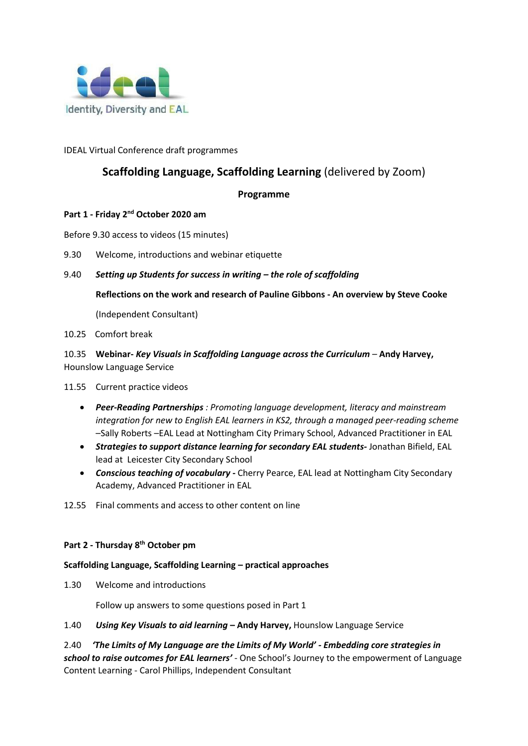Identity, Diversity and EAL

IDEAL Virtual Conference draft programmes

## **Scaffolding Language, Scaffolding Learning** (delivered by Zoom)

### Programme

**Part 1 - Friday 2nd October 2020 am**

Before 9.30 access to videos (15 minutes)

9.30 Welcome, introductions and webinar etiquette

9.40 ***Setting up Students for success in writing – the role of scaffolding***

**Reflections on the work and research of Pauline Gibbons - An overview by Steve Cooke**

(Independent Consultant)

10.25 Comfort break

10.35 **Webinar-** ***Key Visuals in Scaffolding Language across the Curriculum*** – **Andy Harvey,** Hounslow Language Service

11.55 Current practice videos

- ***Peer-Reading Partnerships*** *: Promoting language development, literacy and mainstream integration for new to English EAL learners in KS2, through a managed peer-reading scheme* –Sally Roberts –EAL Lead at Nottingham City Primary School, Advanced Practitioner in EAL
- ***Strategies to support distance learning for secondary EAL students-*** Jonathan Bifield, EAL lead at Leicester City Secondary School
- ***Conscious teaching of vocabulary*** **-** Cherry Pearce, EAL lead at Nottingham City Secondary Academy, Advanced Practitioner in EAL

12.55 Final comments and access to other content on line

**Part 2 - Thursday 8th October pm**

**Scaffolding Language, Scaffolding Learning – practical approaches**

1.30 Welcome and introductions

Follow up answers to some questions posed in Part 1

1.40 ***Using Key Visuals to aid learning*** **– Andy Harvey,** Hounslow Language Service

2.40 ***'The Limits of My Language are the Limits of My World' - Embedding core strategies in school to raise outcomes for EAL learners'*** - One School's Journey to the empowerment of Language Content Learning - Carol Phillips, Independent Consultant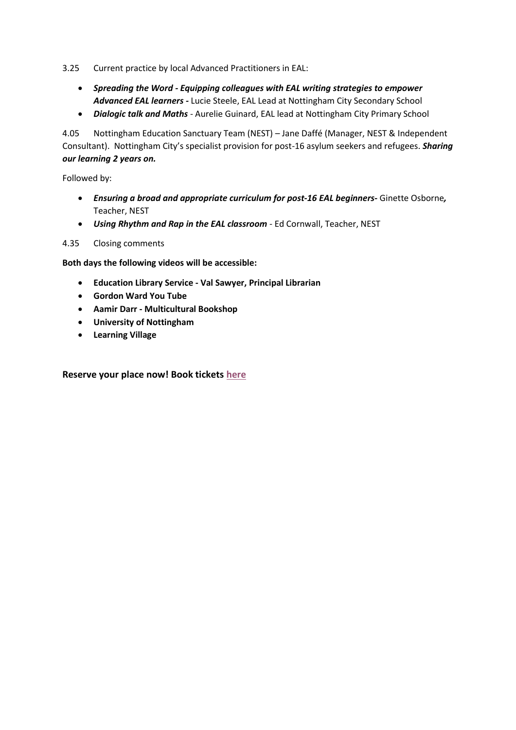3.25 Current practice by local Advanced Practitioners in EAL:

- ***Spreading the Word - Equipping colleagues with EAL writing strategies to empower Advanced EAL learners -*** Lucie Steele, EAL Lead at Nottingham City Secondary School
- ***Dialogic talk and Maths*** - Aurelie Guinard, EAL lead at Nottingham City Primary School

4.05 Nottingham Education Sanctuary Team (NEST) – Jane Daffé (Manager, NEST & Independent Consultant). Nottingham City's specialist provision for post-16 asylum seekers and refugees. ***Sharing our learning 2 years on.***

Followed by:

- ***Ensuring a broad and appropriate curriculum for post-16 EAL beginners-*** Ginette Osborne***,*** Teacher, NEST
- ***Using Rhythm and Rap in the EAL classroom*** - Ed Cornwall, Teacher, NEST

4.35 Closing comments

**Both days the following videos will be accessible:**

- **Education Library Service - Val Sawyer, Principal Librarian**
- **Gordon Ward You Tube**
- **Aamir Darr - Multicultural Bookshop**
- **University of Nottingham**
- **Learning Village**

**Reserve your place now! Book tickets here**